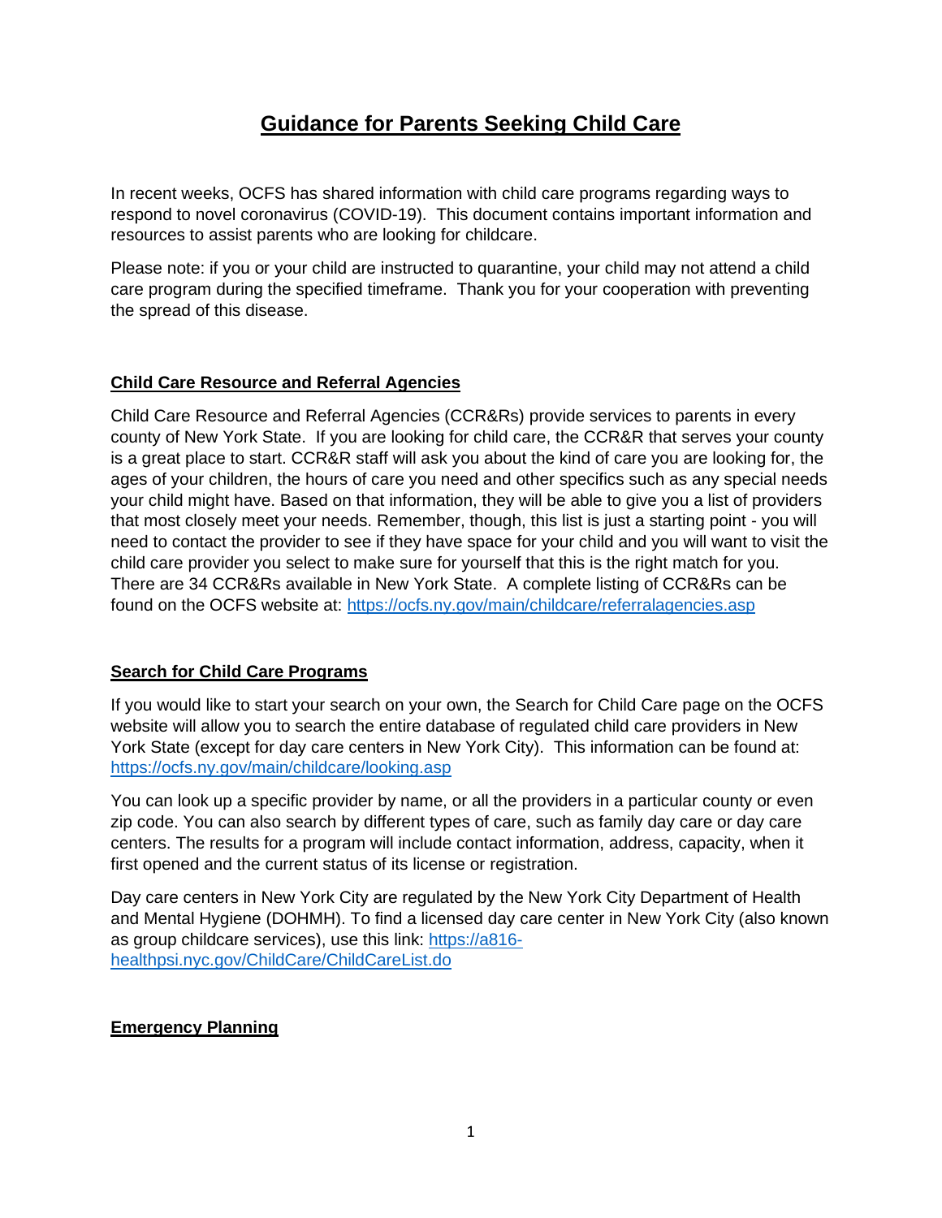# Guidance for Parents Seeking Child Care

In recent weeks, OCFS has shared information with child care programs regarding ways to respond to novel coronavirus (COVID-19). This document contains important information and resources to assist parents who are looking for childcare.

Please note: if you or your child are instructed to quarantine, your child may not attend a child care program during the specified timeframe. Thank you for your cooperation with preventing the spread of this disease.

## Child Care Resource and Referral Agencies

Child Care Resource and Referral Agencies (CCR&Rs) provide services to parents in every county of New York State. If you are looking for child care, the CCR&R that serves your county is a great place to start. CCR&R staff will ask you about the kind of care you are looking for, the ages of your children, the hours of care you need and other specifics such as any special needs your child might have. Based on that information, they will be able to give you a list of providers that most closely meet your needs. Remember, though, this list is just a starting point - you will need to contact the provider to see if they have space for your child and you will want to visit the child care provider you select to make sure for yourself that this is the right match for you. There are 34 CCR&Rs available in New York State. A complete listing of CCR&Rs can be found on the OCFS website at: https://ocfs.ny.gov/main/childcare/referralagencies.asp

## Search for Child Care Programs

If you would like to start your search on your own, the Search for Child Care page on the OCFS website will allow you to search the entire database of regulated child care providers in New York State (except for day care centers in New York City). This information can be found at: https://ocfs.ny.gov/main/childcare/looking.asp

You can look up a specific provider by name, or all the providers in a particular county or even zip code. You can also search by different types of care, such as family day care or day care centers. The results for a program will include contact information, address, capacity, when it first opened and the current status of its license or registration.

Day care centers in New York City are regulated by the New York City Department of Health and Mental Hygiene (DOHMH). To find a licensed day care center in New York City (also known as group childcare services), use this link: https://a816-healthpsi.nyc.gov/ChildCare/ChildCareList.do

## Emergency Planning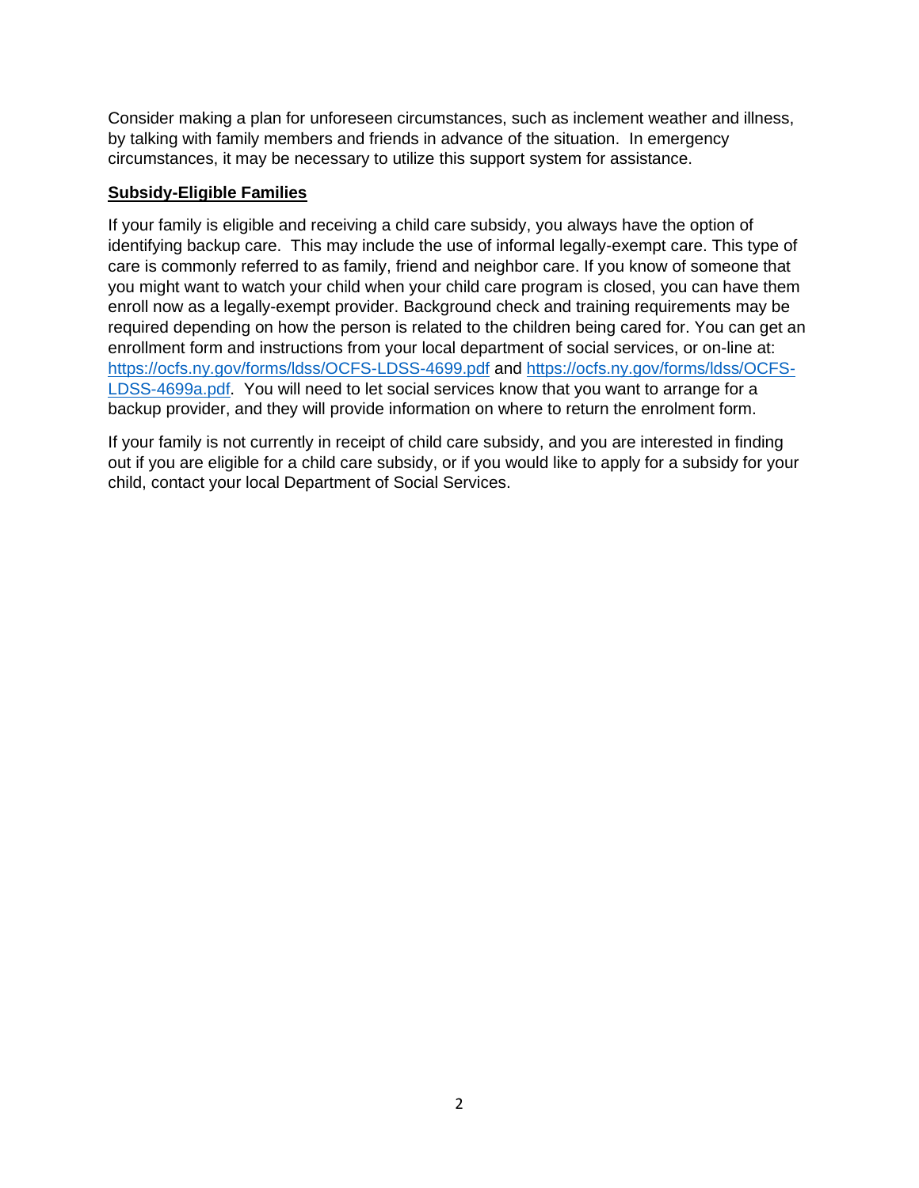Consider making a plan for unforeseen circumstances, such as inclement weather and illness, by talking with family members and friends in advance of the situation. In emergency circumstances, it may be necessary to utilize this support system for assistance.

**Subsidy-Eligible Families**

If your family is eligible and receiving a child care subsidy, you always have the option of identifying backup care. This may include the use of informal legally-exempt care. This type of care is commonly referred to as family, friend and neighbor care. If you know of someone that you might want to watch your child when your child care program is closed, you can have them enroll now as a legally-exempt provider. Background check and training requirements may be required depending on how the person is related to the children being cared for. You can get an enrollment form and instructions from your local department of social services, or on-line at: https://ocfs.ny.gov/forms/ldss/OCFS-LDSS-4699.pdf and https://ocfs.ny.gov/forms/ldss/OCFS-LDSS-4699a.pdf. You will need to let social services know that you want to arrange for a backup provider, and they will provide information on where to return the enrolment form.

If your family is not currently in receipt of child care subsidy, and you are interested in finding out if you are eligible for a child care subsidy, or if you would like to apply for a subsidy for your child, contact your local Department of Social Services.